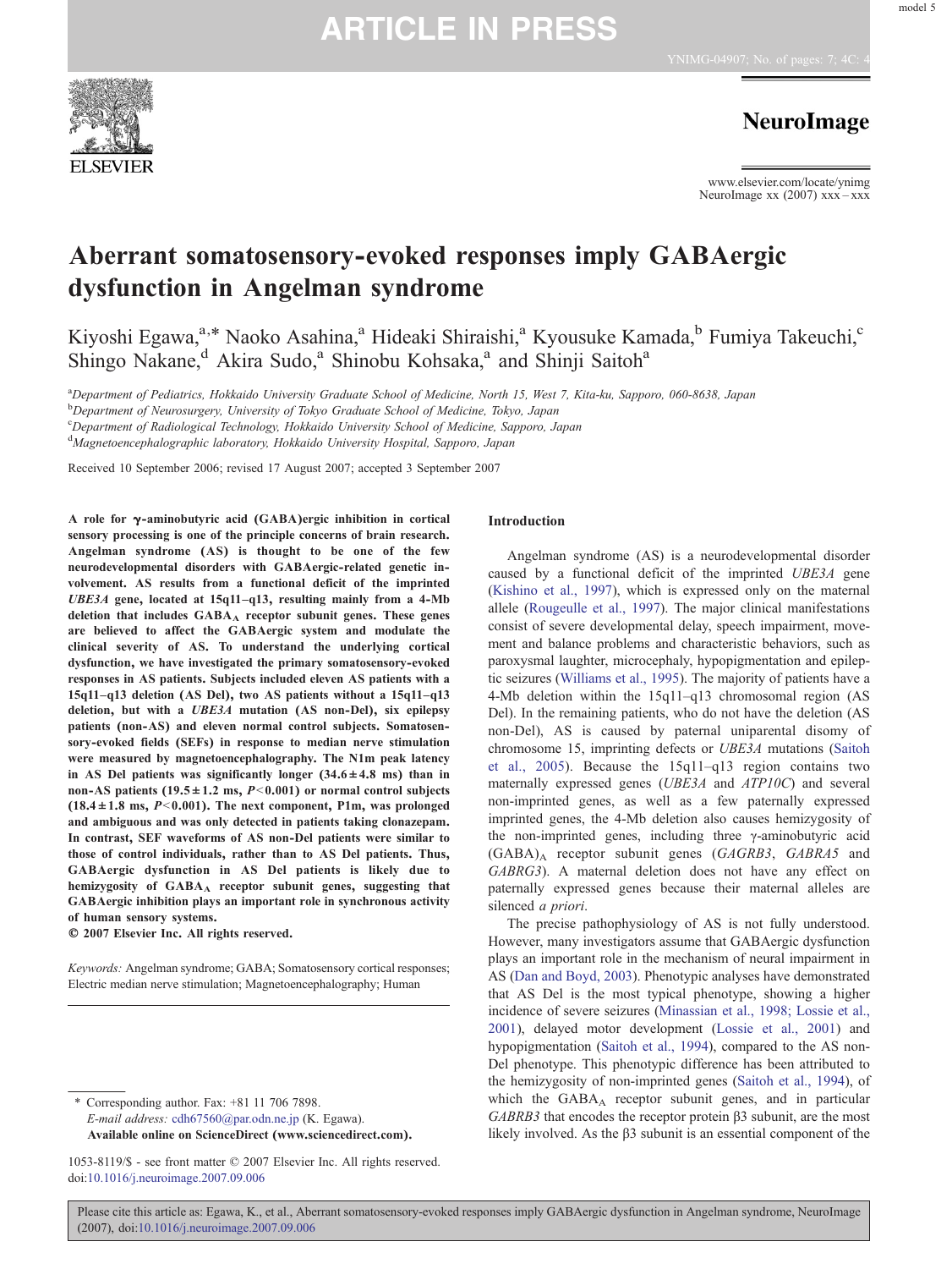# Aberrant somatosensory-evoked responses imply GABAergic dysfunction in Angelman syndrome

Kiyoshi Egawa,[a,*] Naoko Asahina,[a] Hideaki Shiraishi,[a] Kyousuke Kamada,[b] Fumiya Takeuchi,[c] Shingo Nakane,[d] Akira Sudo,[a] Shinobu Kohsaka,[a] and Shinji Saitoh[a]

[a]Department of Pediatrics, Hokkaido University Graduate School of Medicine, North 15, West 7, Kita-ku, Sapporo, 060-8638, Japan
[b]Department of Neurosurgery, University of Tokyo Graduate School of Medicine, Tokyo, Japan
[c]Department of Radiological Technology, Hokkaido University School of Medicine, Sapporo, Japan
[d]Magnetoencephalographic laboratory, Hokkaido University Hospital, Sapporo, Japan

Received 10 September 2006; revised 17 August 2007; accepted 3 September 2007

**A role for γ-aminobutyric acid (GABA)ergic inhibition in cortical sensory processing is one of the principle concerns of brain research. Angelman syndrome (AS) is thought to be one of the few neurodevelopmental disorders with GABAergic-related genetic involvement. AS results from a functional deficit of the imprinted *UBE3A* gene, located at 15q11–q13, resulting mainly from a 4-Mb deletion that includes $GABA_A$ receptor subunit genes. These genes are believed to affect the GABAergic system and modulate the clinical severity of AS. To understand the underlying cortical dysfunction, we have investigated the primary somatosensory-evoked responses in AS patients. Subjects included eleven AS patients with a 15q11–q13 deletion (AS Del), two AS patients without a 15q11–q13 deletion, but with a *UBE3A* mutation (AS non-Del), six epilepsy patients (non-AS) and eleven normal control subjects. Somatosensory-evoked fields (SEFs) in response to median nerve stimulation were measured by magnetoencephalography. The N1m peak latency in AS Del patients was significantly longer (34.6±4.8 ms) than in non-AS patients (19.5±1.2 ms, $P<0.001$) or normal control subjects (18.4±1.8 ms, $P<0.001$). The next component, P1m, was prolonged and ambiguous and was only detected in patients taking clonazepam. In contrast, SEF waveforms of AS non-Del patients were similar to those of control individuals, rather than to AS Del patients. Thus, GABAergic dysfunction in AS Del patients is likely due to hemizygosity of $GABA_A$ receptor subunit genes, suggesting that GABAergic inhibition plays an important role in synchronous activity of human sensory systems.**
**© 2007 Elsevier Inc. All rights reserved.**

*Keywords:* Angelman syndrome; GABA; Somatosensory cortical responses; Electric median nerve stimulation; Magnetoencephalography; Human

## Introduction

Angelman syndrome (AS) is a neurodevelopmental disorder caused by a functional deficit of the imprinted *UBE3A* gene (Kishino et al., 1997), which is expressed only on the maternal allele (Rougeulle et al., 1997). The major clinical manifestations consist of severe developmental delay, speech impairment, movement and balance problems and characteristic behaviors, such as paroxysmal laughter, microcephaly, hypopigmentation and epileptic seizures (Williams et al., 1995). The majority of patients have a 4-Mb deletion within the 15q11–q13 chromosomal region (AS Del). In the remaining patients, who do not have the deletion (AS non-Del), AS is caused by paternal uniparental disomy of chromosome 15, imprinting defects or *UBE3A* mutations (Saitoh et al., 2005). Because the 15q11–q13 region contains two maternally expressed genes (*UBE3A* and *ATP10C*) and several non-imprinted genes, as well as a few paternally expressed imprinted genes, the 4-Mb deletion also causes hemizygosity of the non-imprinted genes, including three γ-aminobutyric acid $(GABA)_A$ receptor subunit genes (*GAGRB3*, *GABRA5* and *GABRG3*). A maternal deletion does not have any effect on paternally expressed genes because their maternal alleles are silenced *a priori*.

The precise pathophysiology of AS is not fully understood. However, many investigators assume that GABAergic dysfunction plays an important role in the mechanism of neural impairment in AS (Dan and Boyd, 2003). Phenotypic analyses have demonstrated that AS Del is the most typical phenotype, showing a higher incidence of severe seizures (Minassian et al., 1998; Lossie et al., 2001), delayed motor development (Lossie et al., 2001) and hypopigmentation (Saitoh et al., 1994), compared to the AS non-Del phenotype. This phenotypic difference has been attributed to the hemizygosity of non-imprinted genes (Saitoh et al., 1994), of which the $GABA_A$ receptor subunit genes, and in particular *GABRB3* that encodes the receptor protein β3 subunit, are the most likely involved. As the β3 subunit is an essential component of the

\* Corresponding author. Fax: +81 11 706 7898.
*E-mail address:* cdh67560@par.odn.ne.jp (K. Egawa).
**Available online on ScienceDirect (www.sciencedirect.com).**

1053-8119/$ - see front matter © 2007 Elsevier Inc. All rights reserved.
doi:10.1016/j.neuroimage.2007.09.006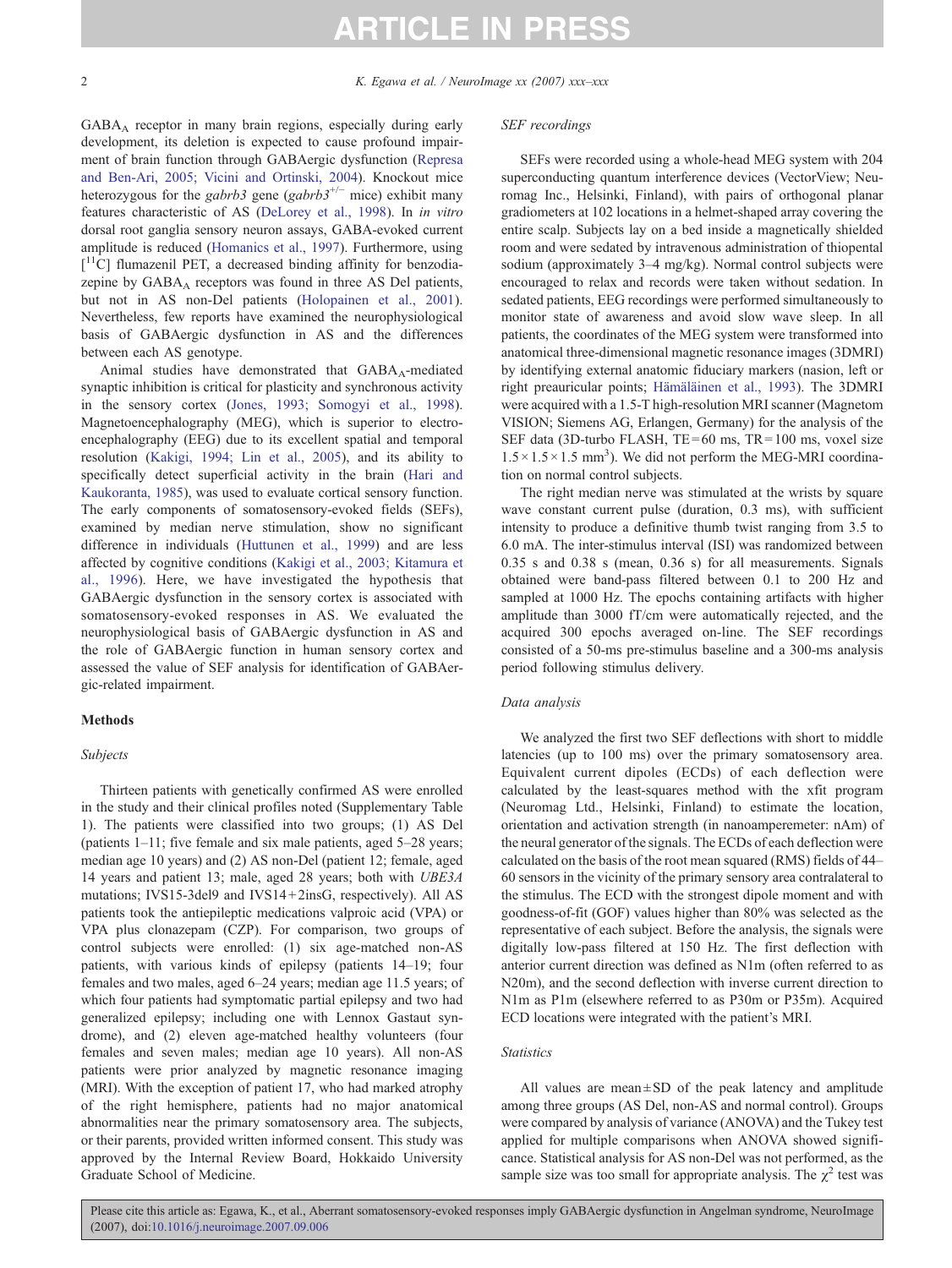$GABA_A$ receptor in many brain regions, especially during early development, its deletion is expected to cause profound impairment of brain function through GABAergic dysfunction (Represa and Ben-Ari, 2005; Vicini and Ortinski, 2004). Knockout mice heterozygous for the *gabrb3* gene (*gabrb3*$^{+/-}$ mice) exhibit many features characteristic of AS (DeLorey et al., 1998). In *in vitro* dorsal root ganglia sensory neuron assays, GABA-evoked current amplitude is reduced (Homanics et al., 1997). Furthermore, using [$^{11}$C] flumazenil PET, a decreased binding affinity for benzodiazepine by $GABA_A$ receptors was found in three AS Del patients, but not in AS non-Del patients (Holopainen et al., 2001). Nevertheless, few reports have examined the neurophysiological basis of GABAergic dysfunction in AS and the differences between each AS genotype.

Animal studies have demonstrated that $GABA_A$-mediated synaptic inhibition is critical for plasticity and synchronous activity in the sensory cortex (Jones, 1993; Somogyi et al., 1998). Magnetoencephalography (MEG), which is superior to electroencephalography (EEG) due to its excellent spatial and temporal resolution (Kakigi, 1994; Lin et al., 2005), and its ability to specifically detect superficial activity in the brain (Hari and Kaukoranta, 1985), was used to evaluate cortical sensory function. The early components of somatosensory-evoked fields (SEFs), examined by median nerve stimulation, show no significant difference in individuals (Huttunen et al., 1999) and are less affected by cognitive conditions (Kakigi et al., 2003; Kitamura et al., 1996). Here, we have investigated the hypothesis that GABAergic dysfunction in the sensory cortex is associated with somatosensory-evoked responses in AS. We evaluated the neurophysiological basis of GABAergic dysfunction in AS and the role of GABAergic function in human sensory cortex and assessed the value of SEF analysis for identification of GABAergic-related impairment.

## Methods

### Subjects

Thirteen patients with genetically confirmed AS were enrolled in the study and their clinical profiles noted (Supplementary Table 1). The patients were classified into two groups; (1) AS Del (patients 1–11; five female and six male patients, aged 5–28 years; median age 10 years) and (2) AS non-Del (patient 12; female, aged 14 years and patient 13; male, aged 28 years; both with *UBE3A* mutations; IVS15-3del9 and IVS14+2insG, respectively). All AS patients took the antiepileptic medications valproic acid (VPA) or VPA plus clonazepam (CZP). For comparison, two groups of control subjects were enrolled: (1) six age-matched non-AS patients, with various kinds of epilepsy (patients 14–19; four females and two males, aged 6–24 years; median age 11.5 years; of which four patients had symptomatic partial epilepsy and two had generalized epilepsy; including one with Lennox Gastaut syndrome), and (2) eleven age-matched healthy volunteers (four females and seven males; median age 10 years). All non-AS patients were prior analyzed by magnetic resonance imaging (MRI). With the exception of patient 17, who had marked atrophy of the right hemisphere, patients had no major anatomical abnormalities near the primary somatosensory area. The subjects, or their parents, provided written informed consent. This study was approved by the Internal Review Board, Hokkaido University Graduate School of Medicine.

### SEF recordings

SEFs were recorded using a whole-head MEG system with 204 superconducting quantum interference devices (VectorView; Neuromag Inc., Helsinki, Finland), with pairs of orthogonal planar gradiometers at 102 locations in a helmet-shaped array covering the entire scalp. Subjects lay on a bed inside a magnetically shielded room and were sedated by intravenous administration of thiopental sodium (approximately 3–4 mg/kg). Normal control subjects were encouraged to relax and records were taken without sedation. In sedated patients, EEG recordings were performed simultaneously to monitor state of awareness and avoid slow wave sleep. In all patients, the coordinates of the MEG system were transformed into anatomical three-dimensional magnetic resonance images (3DMRI) by identifying external anatomic fiduciary markers (nasion, left or right preauricular points; Hämäläinen et al., 1993). The 3DMRI were acquired with a 1.5-T high-resolution MRI scanner (Magnetom VISION; Siemens AG, Erlangen, Germany) for the analysis of the SEF data (3D-turbo FLASH, TE=60 ms, TR=100 ms, voxel size $1.5 \times 1.5 \times 1.5$ mm$^3$). We did not perform the MEG-MRI coordination on normal control subjects.

The right median nerve was stimulated at the wrists by square wave constant current pulse (duration, 0.3 ms), with sufficient intensity to produce a definitive thumb twist ranging from 3.5 to 6.0 mA. The inter-stimulus interval (ISI) was randomized between 0.35 s and 0.38 s (mean, 0.36 s) for all measurements. Signals obtained were band-pass filtered between 0.1 to 200 Hz and sampled at 1000 Hz. The epochs containing artifacts with higher amplitude than 3000 fT/cm were automatically rejected, and the acquired 300 epochs averaged on-line. The SEF recordings consisted of a 50-ms pre-stimulus baseline and a 300-ms analysis period following stimulus delivery.

### Data analysis

We analyzed the first two SEF deflections with short to middle latencies (up to 100 ms) over the primary somatosensory area. Equivalent current dipoles (ECDs) of each deflection were calculated by the least-squares method with the xfit program (Neuromag Ltd., Helsinki, Finland) to estimate the location, orientation and activation strength (in nanoamperemeter: nAm) of the neural generator of the signals. The ECDs of each deflection were calculated on the basis of the root mean squared (RMS) fields of 44–60 sensors in the vicinity of the primary sensory area contralateral to the stimulus. The ECD with the strongest dipole moment and with goodness-of-fit (GOF) values higher than 80% was selected as the representative of each subject. Before the analysis, the signals were digitally low-pass filtered at 150 Hz. The first deflection with anterior current direction was defined as N1m (often referred to as N20m), and the second deflection with inverse current direction to N1m as P1m (elsewhere referred to as P30m or P35m). Acquired ECD locations were integrated with the patient's MRI.

### Statistics

All values are mean±SD of the peak latency and amplitude among three groups (AS Del, non-AS and normal control). Groups were compared by analysis of variance (ANOVA) and the Tukey test applied for multiple comparisons when ANOVA showed significance. Statistical analysis for AS non-Del was not performed, as the sample size was too small for appropriate analysis. The $\chi^2$ test was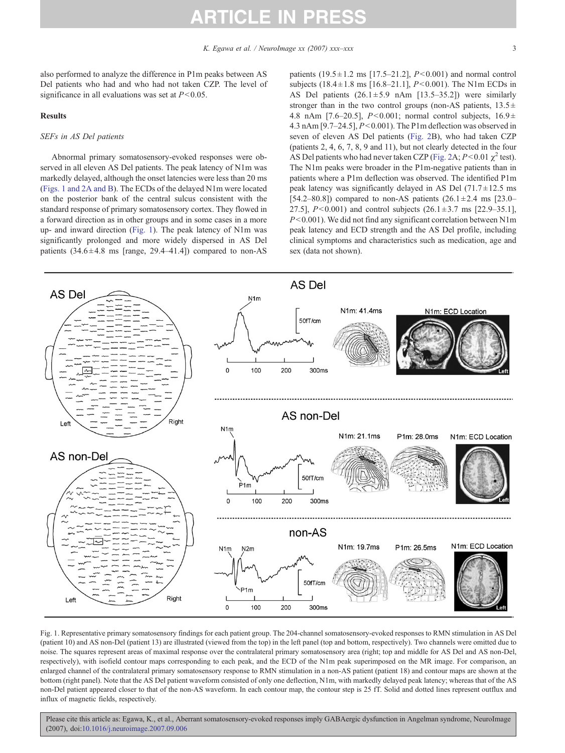also performed to analyze the difference in P1m peaks between AS Del patients who had and who had not taken CZP. The level of significance in all evaluations was set at $P<0.05$.

## Results

### SEFs in AS Del patients

Abnormal primary somatosensory-evoked responses were observed in all eleven AS Del patients. The peak latency of N1m was markedly delayed, although the onset latencies were less than 20 ms (Figs. 1 and 2A and B). The ECDs of the delayed N1m were located on the posterior bank of the central sulcus consistent with the standard response of primary somatosensory cortex. They flowed in a forward direction as in other groups and in some cases in a more up- and inward direction (Fig. 1). The peak latency of N1m was significantly prolonged and more widely dispersed in AS Del patients (34.6±4.8 ms [range, 29.4–41.4]) compared to non-AS patients (19.5±1.2 ms [17.5–21.2], $P<0.001$) and normal control subjects (18.4±1.8 ms [16.8–21.1], $P<0.001$). The N1m ECDs in AS Del patients (26.1±5.9 nAm [13.5–35.2]) were similarly stronger than in the two control groups (non-AS patients, 13.5±4.8 nAm [7.6–20.5], $P<0.001$; normal control subjects, 16.9±4.3 nAm [9.7–24.5], $P<0.001$). The P1m deflection was observed in seven of eleven AS Del patients (Fig. 2B), who had taken CZP (patients 2, 4, 6, 7, 8, 9 and 11), but not clearly detected in the four AS Del patients who had never taken CZP (Fig. 2A; $P<0.01$ $\chi^2$ test). The N1m peaks were broader in the P1m-negative patients than in patients where a P1m deflection was observed. The identified P1m peak latency was significantly delayed in AS Del (71.7±12.5 ms [54.2–80.8]) compared to non-AS patients (26.1±2.4 ms [23.0–27.5], $P<0.001$) and control subjects (26.1±3.7 ms [22.9–35.1], $P<0.001$). We did not find any significant correlation between N1m peak latency and ECD strength and the AS Del profile, including clinical symptoms and characteristics such as medication, age and sex (data not shown).

Fig. 1. Representative primary somatosensory findings for each patient group. The 204-channel somatosensory-evoked responses to RMN stimulation in AS Del (patient 10) and AS non-Del (patient 13) are illustrated (viewed from the top) in the left panel (top and bottom, respectively). Two channels were omitted due to noise. The squares represent areas of maximal response over the contralateral primary somatosensory area (right; top and middle for AS Del and AS non-Del, respectively), with isofield contour maps corresponding to each peak, and the ECD of the N1m peak superimposed on the MR image. For comparison, an enlarged channel of the contralateral primary somatosensory response to RMN stimulation in a non-AS patient (patient 18) and contour maps are shown at the bottom (right panel). Note that the AS Del patient waveform consisted of only one deflection, N1m, with markedly delayed peak latency; whereas that of the AS non-Del patient appeared closer to that of the non-AS waveform. In each contour map, the contour step is 25 fT. Solid and dotted lines represent outflux and influx of magnetic fields, respectively.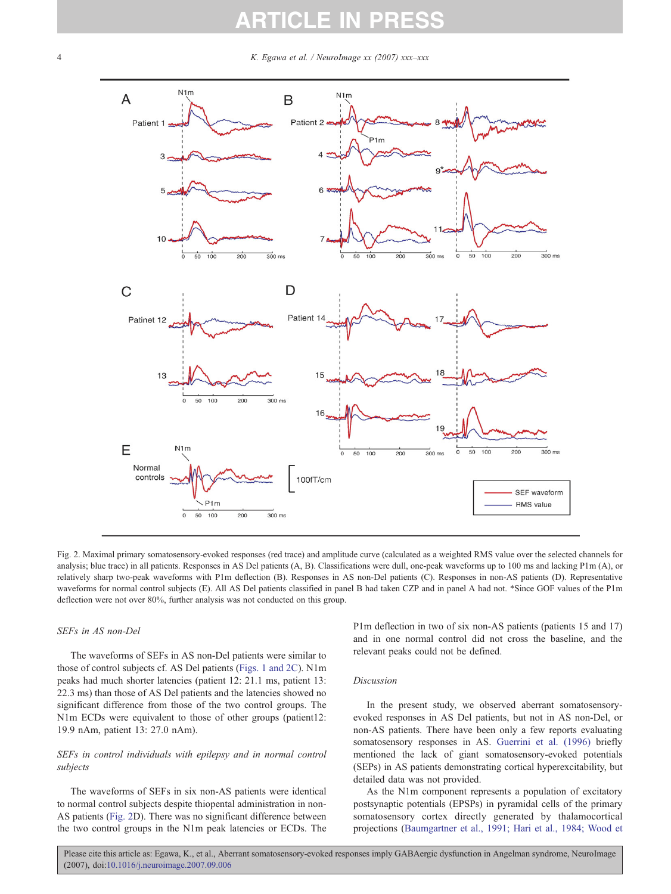Fig. 2. Maximal primary somatosensory-evoked responses (red trace) and amplitude curve (calculated as a weighted RMS value over the selected channels for analysis; blue trace) in all patients. Responses in AS Del patients (A, B). Classifications were dull, one-peak waveforms up to 100 ms and lacking P1m (A), or relatively sharp two-peak waveforms with P1m deflection (B). Responses in AS non-Del patients (C). Responses in non-AS patients (D). Representative waveforms for normal control subjects (E). All AS Del patients classified in panel B had taken CZP and in panel A had not. *Since GOF values of the P1m deflection were not over 80%, further analysis was not conducted on this group.

### *SEFs in AS non-Del*

The waveforms of SEFs in AS non-Del patients were similar to those of control subjects cf. AS Del patients (Figs. 1 and 2C). N1m peaks had much shorter latencies (patient 12: 21.1 ms, patient 13: 22.3 ms) than those of AS Del patients and the latencies showed no significant difference from those of the two control groups. The N1m ECDs were equivalent to those of other groups (patient12: 19.9 nAm, patient 13: 27.0 nAm).

### *SEFs in control individuals with epilepsy and in normal control subjects*

The waveforms of SEFs in six non-AS patients were identical to normal control subjects despite thiopental administration in non-AS patients (Fig. 2D). There was no significant difference between the two control groups in the N1m peak latencies or ECDs. The P1m deflection in two of six non-AS patients (patients 15 and 17) and in one normal control did not cross the baseline, and the relevant peaks could not be defined.

### *Discussion*

In the present study, we observed aberrant somatosensory-evoked responses in AS Del patients, but not in AS non-Del, or non-AS patients. There have been only a few reports evaluating somatosensory responses in AS. Guerrini et al. (1996) briefly mentioned the lack of giant somatosensory-evoked potentials (SEPs) in AS patients demonstrating cortical hyperexcitability, but detailed data was not provided.

As the N1m component represents a population of excitatory postsynaptic potentials (EPSPs) in pyramidal cells of the primary somatosensory cortex directly generated by thalamocortical projections (Baumgartner et al., 1991; Hari et al., 1984; Wood et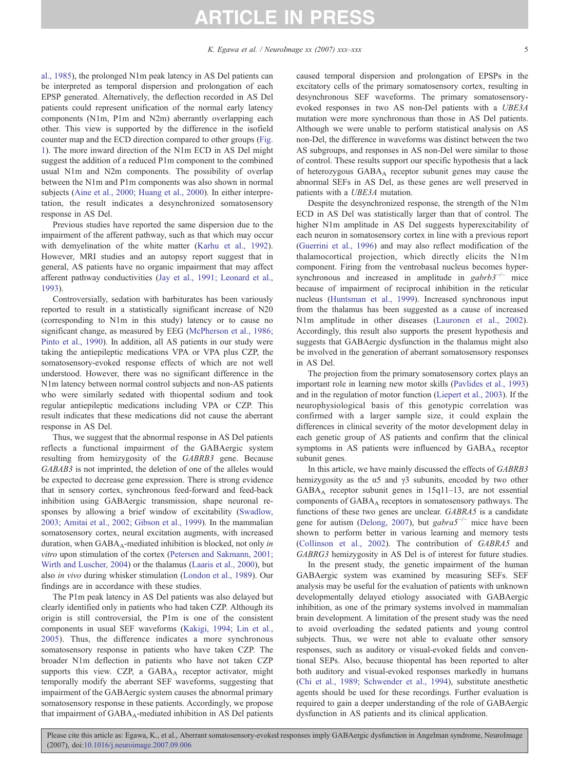al., 1985), the prolonged N1m peak latency in AS Del patients can be interpreted as temporal dispersion and prolongation of each EPSP generated. Alternatively, the deflection recorded in AS Del patients could represent unification of the normal early latency components (N1m, P1m and N2m) aberrantly overlapping each other. This view is supported by the difference in the isofield counter map and the ECD direction compared to other groups (Fig. 1). The more inward direction of the N1m ECD in AS Del might suggest the addition of a reduced P1m component to the combined usual N1m and N2m components. The possibility of overlap between the N1m and P1m components was also shown in normal subjects (Aine et al., 2000; Huang et al., 2000). In either interpretation, the result indicates a desynchronized somatosensory response in AS Del.

Previous studies have reported the same dispersion due to the impairment of the afferent pathway, such as that which may occur with demyelination of the white matter (Karhu et al., 1992). However, MRI studies and an autopsy report suggest that in general, AS patients have no organic impairment that may affect afferent pathway conductivities (Jay et al., 1991; Leonard et al., 1993).

Controversially, sedation with barbiturates has been variously reported to result in a statistically significant increase of N20 (corresponding to N1m in this study) latency or to cause no significant change, as measured by EEG (McPherson et al., 1986; Pinto et al., 1990). In addition, all AS patients in our study were taking the antiepileptic medications VPA or VPA plus CZP, the somatosensory-evoked response effects of which are not well understood. However, there was no significant difference in the N1m latency between normal control subjects and non-AS patients who were similarly sedated with thiopental sodium and took regular antiepileptic medications including VPA or CZP. This result indicates that these medications did not cause the aberrant response in AS Del.

Thus, we suggest that the abnormal response in AS Del patients reflects a functional impairment of the GABAergic system resulting from hemizygosity of the *GABRB3* gene. Because *GABAB3* is not imprinted, the deletion of one of the alleles would be expected to decrease gene expression. There is strong evidence that in sensory cortex, synchronous feed-forward and feed-back inhibition using GABAergic transmission, shape neuronal responses by allowing a brief window of excitability (Swadlow, 2003; Amitai et al., 2002; Gibson et al., 1999). In the mammalian somatosensory cortex, neural excitation augments, with increased duration, when $GABA_A$-mediated inhibition is blocked, not only *in vitro* upon stimulation of the cortex (Petersen and Sakmann, 2001; Wirth and Luscher, 2004) or the thalamus (Laaris et al., 2000), but also *in vivo* during whisker stimulation (London et al., 1989). Our findings are in accordance with these studies.

The P1m peak latency in AS Del patients was also delayed but clearly identified only in patients who had taken CZP. Although its origin is still controversial, the P1m is one of the consistent components in usual SEF waveforms (Kakigi, 1994; Lin et al., 2005). Thus, the difference indicates a more synchronous somatosensory response in patients who have taken CZP. The broader N1m deflection in patients who have not taken CZP supports this view. CZP, a $GABA_A$ receptor activator, might temporally modify the aberrant SEF waveforms, suggesting that impairment of the GABAergic system causes the abnormal primary somatosensory response in these patients. Accordingly, we propose that impairment of $GABA_A$-mediated inhibition in AS Del patients caused temporal dispersion and prolongation of EPSPs in the excitatory cells of the primary somatosensory cortex, resulting in desynchronous SEF waveforms. The primary somatosensory-evoked responses in two AS non-Del patients with a *UBE3A* mutation were more synchronous than those in AS Del patients. Although we were unable to perform statistical analysis on AS non-Del, the difference in waveforms was distinct between the two AS subgroups, and responses in AS non-Del were similar to those of control. These results support our specific hypothesis that a lack of heterozygous $GABA_A$ receptor subunit genes may cause the abnormal SEFs in AS Del, as these genes are well preserved in patients with a *UBE3A* mutation.

Despite the desynchronized response, the strength of the N1m ECD in AS Del was statistically larger than that of control. The higher N1m amplitude in AS Del suggests hyperexcitability of each neuron in somatosensory cortex in line with a previous report (Guerrini et al., 1996) and may also reflect modification of the thalamocortical projection, which directly elicits the N1m component. Firing from the ventrobasal nucleus becomes hypersynchronous and increased in amplitude in *gabrb3*$^{-/-}$ mice because of impairment of reciprocal inhibition in the reticular nucleus (Huntsman et al., 1999). Increased synchronous input from the thalamus has been suggested as a cause of increased N1m amplitude in other diseases (Lauronen et al., 2002). Accordingly, this result also supports the present hypothesis and suggests that GABAergic dysfunction in the thalamus might also be involved in the generation of aberrant somatosensory responses in AS Del.

The projection from the primary somatosensory cortex plays an important role in learning new motor skills (Pavlides et al., 1993) and in the regulation of motor function (Liepert et al., 2003). If the neurophysiological basis of this genotypic correlation was confirmed with a larger sample size, it could explain the differences in clinical severity of the motor development delay in each genetic group of AS patients and confirm that the clinical symptoms in AS patients were influenced by $GABA_A$ receptor subunit genes.

In this article, we have mainly discussed the effects of *GABRB3* hemizygosity as the α5 and γ3 subunits, encoded by two other $GABA_A$ receptor subunit genes in 15q11–13, are not essential components of $GABA_A$ receptors in somatosensory pathways. The functions of these two genes are unclear. *GABRA5* is a candidate gene for autism (Delong, 2007), but *gabra5*$^{-/-}$ mice have been shown to perform better in various learning and memory tests (Collinson et al., 2002). The contribution of *GABRA5* and *GABRG3* hemizygosity in AS Del is of interest for future studies.

In the present study, the genetic impairment of the human GABAergic system was examined by measuring SEFs. SEF analysis may be useful for the evaluation of patients with unknown developmentally delayed etiology associated with GABAergic inhibition, as one of the primary systems involved in mammalian brain development. A limitation of the present study was the need to avoid overloading the sedated patients and young control subjects. Thus, we were not able to evaluate other sensory responses, such as auditory or visual-evoked fields and conventional SEPs. Also, because thiopental has been reported to alter both auditory and visual-evoked responses markedly in humans (Chi et al., 1989; Schwender et al., 1994), substitute anesthetic agents should be used for these recordings. Further evaluation is required to gain a deeper understanding of the role of GABAergic dysfunction in AS patients and its clinical application.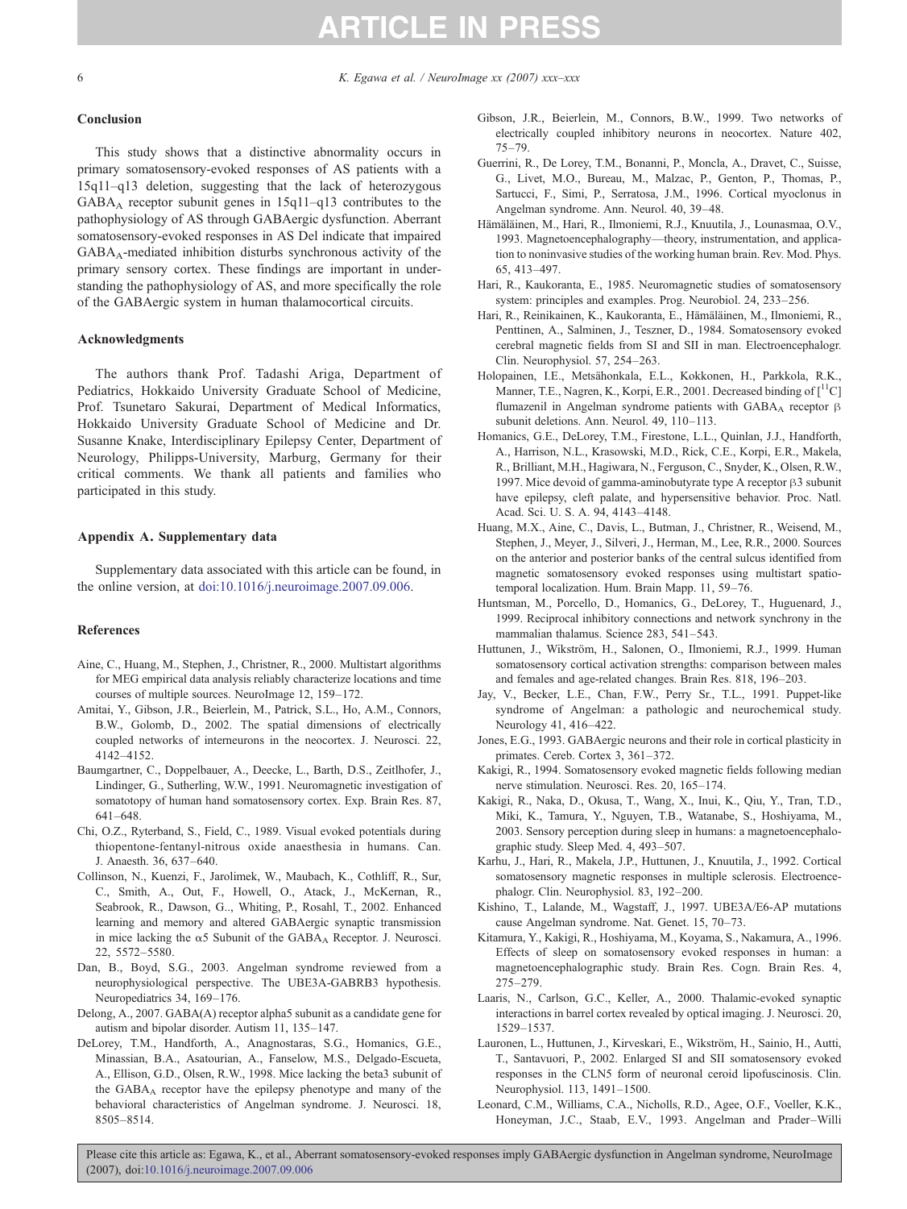## Conclusion

This study shows that a distinctive abnormality occurs in primary somatosensory-evoked responses of AS patients with a 15q11–q13 deletion, suggesting that the lack of heterozygous $GABA_A$ receptor subunit genes in 15q11–q13 contributes to the pathophysiology of AS through GABAergic dysfunction. Aberrant somatosensory-evoked responses in AS Del indicate that impaired $GABA_A$-mediated inhibition disturbs synchronous activity of the primary sensory cortex. These findings are important in understanding the pathophysiology of AS, and more specifically the role of the GABAergic system in human thalamocortical circuits.

## Acknowledgments

The authors thank Prof. Tadashi Ariga, Department of Pediatrics, Hokkaido University Graduate School of Medicine, Prof. Tsunetaro Sakurai, Department of Medical Informatics, Hokkaido University Graduate School of Medicine and Dr. Susanne Knake, Interdisciplinary Epilepsy Center, Department of Neurology, Philipps-University, Marburg, Germany for their critical comments. We thank all patients and families who participated in this study.

## Appendix A. Supplementary data

Supplementary data associated with this article can be found, in the online version, at doi:10.1016/j.neuroimage.2007.09.006.

## References

Aine, C., Huang, M., Stephen, J., Christner, R., 2000. Multistart algorithms for MEG empirical data analysis reliably characterize locations and time courses of multiple sources. NeuroImage 12, 159–172.

Amitai, Y., Gibson, J.R., Beierlein, M., Patrick, S.L., Ho, A.M., Connors, B.W., Golomb, D., 2002. The spatial dimensions of electrically coupled networks of interneurons in the neocortex. J. Neurosci. 22, 4142–4152.

Baumgartner, C., Doppelbauer, A., Deecke, L., Barth, D.S., Zeitlhofer, J., Lindinger, G., Sutherling, W.W., 1991. Neuromagnetic investigation of somatotopy of human hand somatosensory cortex. Exp. Brain Res. 87, 641–648.

Chi, O.Z., Ryterband, S., Field, C., 1989. Visual evoked potentials during thiopentone-fentanyl-nitrous oxide anaesthesia in humans. Can. J. Anaesth. 36, 637–640.

Collinson, N., Kuenzi, F., Jarolimek, W., Maubach, K., Cothliff, R., Sur, C., Smith, A., Out, F., Howell, O., Atack, J., McKernan, R., Seabrook, R., Dawson, G., Whiting, P., Rosahl, T., 2002. Enhanced learning and memory and altered GABAergic synaptic transmission in mice lacking the α5 Subunit of the $GABA_A$ Receptor. J. Neurosci. 22, 5572–5580.

Dan, B., Boyd, S.G., 2003. Angelman syndrome reviewed from a neurophysiological perspective. The UBE3A-GABRB3 hypothesis. Neuropediatrics 34, 169–176.

Delong, A., 2007. GABA(A) receptor alpha5 subunit as a candidate gene for autism and bipolar disorder. Autism 11, 135–147.

DeLorey, T.M., Handforth, A., Anagnostaras, S.G., Homanics, G.E., Minassian, B.A., Asatourian, A., Fanselow, M.S., Delgado-Escueta, A., Ellison, G.D., Olsen, R.W., 1998. Mice lacking the beta3 subunit of the $GABA_A$ receptor have the epilepsy phenotype and many of the behavioral characteristics of Angelman syndrome. J. Neurosci. 18, 8505–8514.

Gibson, J.R., Beierlein, M., Connors, B.W., 1999. Two networks of electrically coupled inhibitory neurons in neocortex. Nature 402, 75–79.

Guerrini, R., De Lorey, T.M., Bonanni, P., Moncla, A., Dravet, C., Suisse, G., Livet, M.O., Bureau, M., Malzac, P., Genton, P., Thomas, P., Sartucci, F., Simi, P., Serratosa, J.M., 1996. Cortical myoclonus in Angelman syndrome. Ann. Neurol. 40, 39–48.

Hämäläinen, M., Hari, R., Ilmoniemi, R.J., Knuutila, J., Lounasmaa, O.V., 1993. Magnetoencephalography—theory, instrumentation, and application to noninvasive studies of the working human brain. Rev. Mod. Phys. 65, 413–497.

Hari, R., Kaukoranta, E., 1985. Neuromagnetic studies of somatosensory system: principles and examples. Prog. Neurobiol. 24, 233–256.

Hari, R., Reinikainen, K., Kaukoranta, E., Hämäläinen, M., Ilmoniemi, R., Penttinen, A., Salminen, J., Teszner, D., 1984. Somatosensory evoked cerebral magnetic fields from SI and SII in man. Electroencephalogr. Clin. Neurophysiol. 57, 254–263.

Holopainen, I.E., Metsähonkala, E.L., Kokkonen, H., Parkkola, R.K., Manner, T.E., Nagren, K., Korpi, E.R., 2001. Decreased binding of [$^{11}$C] flumazenil in Angelman syndrome patients with $GABA_A$ receptor β subunit deletions. Ann. Neurol. 49, 110–113.

Homanics, G.E., DeLorey, T.M., Firestone, L.L., Quinlan, J.J., Handforth, A., Harrison, N.L., Krasowski, M.D., Rick, C.E., Korpi, E.R., Makela, R., Brilliant, M.H., Hagiwara, N., Ferguson, C., Snyder, K., Olsen, R.W., 1997. Mice devoid of gamma-aminobutyrate type A receptor β3 subunit have epilepsy, cleft palate, and hypersensitive behavior. Proc. Natl. Acad. Sci. U. S. A. 94, 4143–4148.

Huang, M.X., Aine, C., Davis, L., Butman, J., Christner, R., Weisend, M., Stephen, J., Meyer, J., Silveri, J., Herman, M., Lee, R.R., 2000. Sources on the anterior and posterior banks of the central sulcus identified from magnetic somatosensory evoked responses using multistart spatio-temporal localization. Hum. Brain Mapp. 11, 59–76.

Huntsman, M., Porcello, D., Homanics, G., DeLorey, T., Huguenard, J., 1999. Reciprocal inhibitory connections and network synchrony in the mammalian thalamus. Science 283, 541–543.

Huttunen, J., Wikström, H., Salonen, O., Ilmoniemi, R.J., 1999. Human somatosensory cortical activation strengths: comparison between males and females and age-related changes. Brain Res. 818, 196–203.

Jay, V., Becker, L.E., Chan, F.W., Perry Sr., T.L., 1991. Puppet-like syndrome of Angelman: a pathologic and neurochemical study. Neurology 41, 416–422.

Jones, E.G., 1993. GABAergic neurons and their role in cortical plasticity in primates. Cereb. Cortex 3, 361–372.

Kakigi, R., 1994. Somatosensory evoked magnetic fields following median nerve stimulation. Neurosci. Res. 20, 165–174.

Kakigi, R., Naka, D., Okusa, T., Wang, X., Inui, K., Qiu, Y., Tran, T.D., Miki, K., Tamura, Y., Nguyen, T.B., Watanabe, S., Hoshiyama, M., 2003. Sensory perception during sleep in humans: a magnetoencephalographic study. Sleep Med. 4, 493–507.

Karhu, J., Hari, R., Makela, J.P., Huttunen, J., Knuutila, J., 1992. Cortical somatosensory magnetic responses in multiple sclerosis. Electroencephalogr. Clin. Neurophysiol. 83, 192–200.

Kishino, T., Lalande, M., Wagstaff, J., 1997. UBE3A/E6-AP mutations cause Angelman syndrome. Nat. Genet. 15, 70–73.

Kitamura, Y., Kakigi, R., Hoshiyama, M., Koyama, S., Nakamura, A., 1996. Effects of sleep on somatosensory evoked responses in human: a magnetoencephalographic study. Brain Res. Cogn. Brain Res. 4, 275–279.

Laaris, N., Carlson, G.C., Keller, A., 2000. Thalamic-evoked synaptic interactions in barrel cortex revealed by optical imaging. J. Neurosci. 20, 1529–1537.

Lauronen, L., Huttunen, J., Kirveskari, E., Wikström, H., Sainio, H., Autti, T., Santavuori, P., 2002. Enlarged SI and SII somatosensory evoked responses in the CLN5 form of neuronal ceroid lipofuscinosis. Clin. Neurophysiol. 113, 1491–1500.

Leonard, C.M., Williams, C.A., Nicholls, R.D., Agee, O.F., Voeller, K.K., Honeyman, J.C., Staab, E.V., 1993. Angelman and Prader–Willi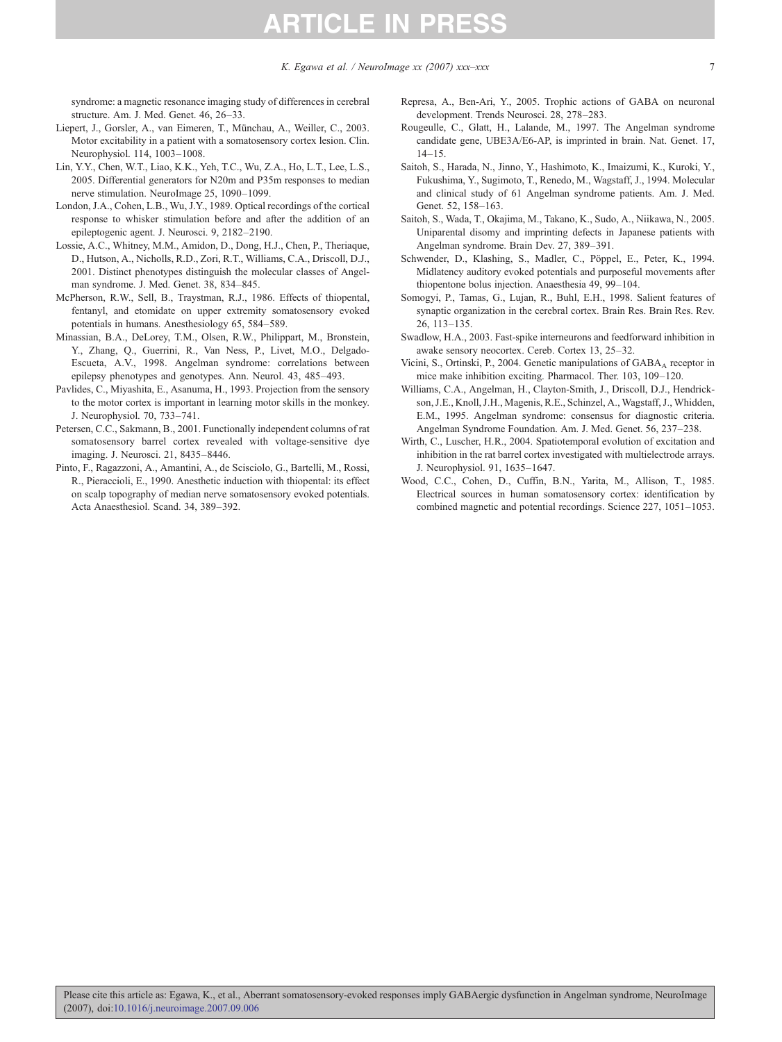syndrome: a magnetic resonance imaging study of differences in cerebral structure. Am. J. Med. Genet. 46, 26–33.

Liepert, J., Gorsler, A., van Eimeren, T., Münchau, A., Weiller, C., 2003. Motor excitability in a patient with a somatosensory cortex lesion. Clin. Neurophysiol. 114, 1003–1008.

Lin, Y.Y., Chen, W.T., Liao, K.K., Yeh, T.C., Wu, Z.A., Ho, L.T., Lee, L.S., 2005. Differential generators for N20m and P35m responses to median nerve stimulation. NeuroImage 25, 1090–1099.

London, J.A., Cohen, L.B., Wu, J.Y., 1989. Optical recordings of the cortical response to whisker stimulation before and after the addition of an epileptogenic agent. J. Neurosci. 9, 2182–2190.

Lossie, A.C., Whitney, M.M., Amidon, D., Dong, H.J., Chen, P., Theriaque, D., Hutson, A., Nicholls, R.D., Zori, R.T., Williams, C.A., Driscoll, D.J., 2001. Distinct phenotypes distinguish the molecular classes of Angelman syndrome. J. Med. Genet. 38, 834–845.

McPherson, R.W., Sell, B., Traystman, R.J., 1986. Effects of thiopental, fentanyl, and etomidate on upper extremity somatosensory evoked potentials in humans. Anesthesiology 65, 584–589.

Minassian, B.A., DeLorey, T.M., Olsen, R.W., Philippart, M., Bronstein, Y., Zhang, Q., Guerrini, R., Van Ness, P., Livet, M.O., Delgado-Escueta, A.V., 1998. Angelman syndrome: correlations between epilepsy phenotypes and genotypes. Ann. Neurol. 43, 485–493.

Pavlides, C., Miyashita, E., Asanuma, H., 1993. Projection from the sensory to the motor cortex is important in learning motor skills in the monkey. J. Neurophysiol. 70, 733–741.

Petersen, C.C., Sakmann, B., 2001. Functionally independent columns of rat somatosensory barrel cortex revealed with voltage-sensitive dye imaging. J. Neurosci. 21, 8435–8446.

Pinto, F., Ragazzoni, A., Amantini, A., de Scisciolo, G., Bartelli, M., Rossi, R., Pieraccioli, E., 1990. Anesthetic induction with thiopental: its effect on scalp topography of median nerve somatosensory evoked potentials. Acta Anaesthesiol. Scand. 34, 389–392.

Represa, A., Ben-Ari, Y., 2005. Trophic actions of GABA on neuronal development. Trends Neurosci. 28, 278–283.

Rougeulle, C., Glatt, H., Lalande, M., 1997. The Angelman syndrome candidate gene, UBE3A/E6-AP, is imprinted in brain. Nat. Genet. 17, 14–15.

Saitoh, S., Harada, N., Jinno, Y., Hashimoto, K., Imaizumi, K., Kuroki, Y., Fukushima, Y., Sugimoto, T., Renedo, M., Wagstaff, J., 1994. Molecular and clinical study of 61 Angelman syndrome patients. Am. J. Med. Genet. 52, 158–163.

Saitoh, S., Wada, T., Okajima, M., Takano, K., Sudo, A., Niikawa, N., 2005. Uniparental disomy and imprinting defects in Japanese patients with Angelman syndrome. Brain Dev. 27, 389–391.

Schwender, D., Klashing, S., Madler, C., Pöppel, E., Peter, K., 1994. Midlatency auditory evoked potentials and purposeful movements after thiopentone bolus injection. Anaesthesia 49, 99–104.

Somogyi, P., Tamas, G., Lujan, R., Buhl, E.H., 1998. Salient features of synaptic organization in the cerebral cortex. Brain Res. Brain Res. Rev. 26, 113–135.

Swadlow, H.A., 2003. Fast-spike interneurons and feedforward inhibition in awake sensory neocortex. Cereb. Cortex 13, 25–32.

Vicini, S., Ortinski, P., 2004. Genetic manipulations of $GABA_A$ receptor in mice make inhibition exciting. Pharmacol. Ther. 103, 109–120.

Williams, C.A., Angelman, H., Clayton-Smith, J., Driscoll, D.J., Hendrickson, J.E., Knoll, J.H., Magenis, R.E., Schinzel, A., Wagstaff, J., Whidden, E.M., 1995. Angelman syndrome: consensus for diagnostic criteria. Angelman Syndrome Foundation. Am. J. Med. Genet. 56, 237–238.

Wirth, C., Luscher, H.R., 2004. Spatiotemporal evolution of excitation and inhibition in the rat barrel cortex investigated with multielectrode arrays. J. Neurophysiol. 91, 1635–1647.

Wood, C.C., Cohen, D., Cuffin, B.N., Yarita, M., Allison, T., 1985. Electrical sources in human somatosensory cortex: identification by combined magnetic and potential recordings. Science 227, 1051–1053.